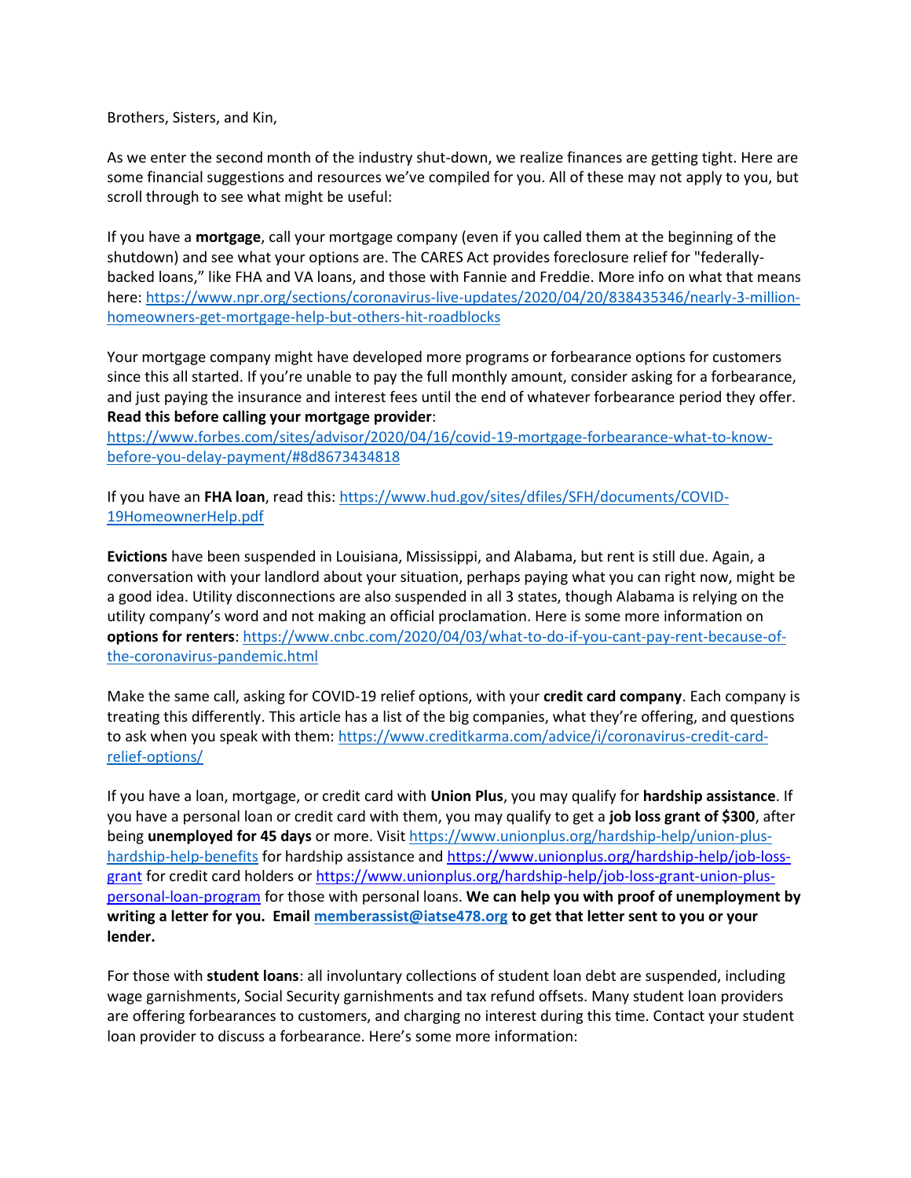Brothers, Sisters, and Kin,

As we enter the second month of the industry shut-down, we realize finances are getting tight. Here are some financial suggestions and resources we've compiled for you. All of these may not apply to you, but scroll through to see what might be useful:

If you have a **mortgage**, call your mortgage company (even if you called them at the beginning of the shutdown) and see what your options are. The CARES Act provides foreclosure relief for "federally-backed loans," like FHA and VA loans, and those with Fannie and Freddie. More info on what that means here: https://www.npr.org/sections/coronavirus-live-updates/2020/04/20/838435346/nearly-3-million-homeowners-get-mortgage-help-but-others-hit-roadblocks

Your mortgage company might have developed more programs or forbearance options for customers since this all started. If you're unable to pay the full monthly amount, consider asking for a forbearance, and just paying the insurance and interest fees until the end of whatever forbearance period they offer. **Read this before calling your mortgage provider**: https://www.forbes.com/sites/advisor/2020/04/16/covid-19-mortgage-forbearance-what-to-know-before-you-delay-payment/#8d8673434818

If you have an **FHA loan**, read this: https://www.hud.gov/sites/dfiles/SFH/documents/COVID-19HomeownerHelp.pdf

**Evictions** have been suspended in Louisiana, Mississippi, and Alabama, but rent is still due. Again, a conversation with your landlord about your situation, perhaps paying what you can right now, might be a good idea. Utility disconnections are also suspended in all 3 states, though Alabama is relying on the utility company's word and not making an official proclamation. Here is some more information on **options for renters**: https://www.cnbc.com/2020/04/03/what-to-do-if-you-cant-pay-rent-because-of-the-coronavirus-pandemic.html

Make the same call, asking for COVID-19 relief options, with your **credit card company**. Each company is treating this differently. This article has a list of the big companies, what they're offering, and questions to ask when you speak with them: https://www.creditkarma.com/advice/i/coronavirus-credit-card-relief-options/

If you have a loan, mortgage, or credit card with **Union Plus**, you may qualify for **hardship assistance**. If you have a personal loan or credit card with them, you may qualify to get a **job loss grant of $300**, after being **unemployed for 45 days** or more. Visit https://www.unionplus.org/hardship-help/union-plus-hardship-help-benefits for hardship assistance and https://www.unionplus.org/hardship-help/job-loss-grant for credit card holders or https://www.unionplus.org/hardship-help/job-loss-grant-union-plus-personal-loan-program for those with personal loans. **We can help you with proof of unemployment by writing a letter for you. Email memberassist@iatse478.org to get that letter sent to you or your lender.**

For those with **student loans**: all involuntary collections of student loan debt are suspended, including wage garnishments, Social Security garnishments and tax refund offsets. Many student loan providers are offering forbearances to customers, and charging no interest during this time. Contact your student loan provider to discuss a forbearance. Here's some more information: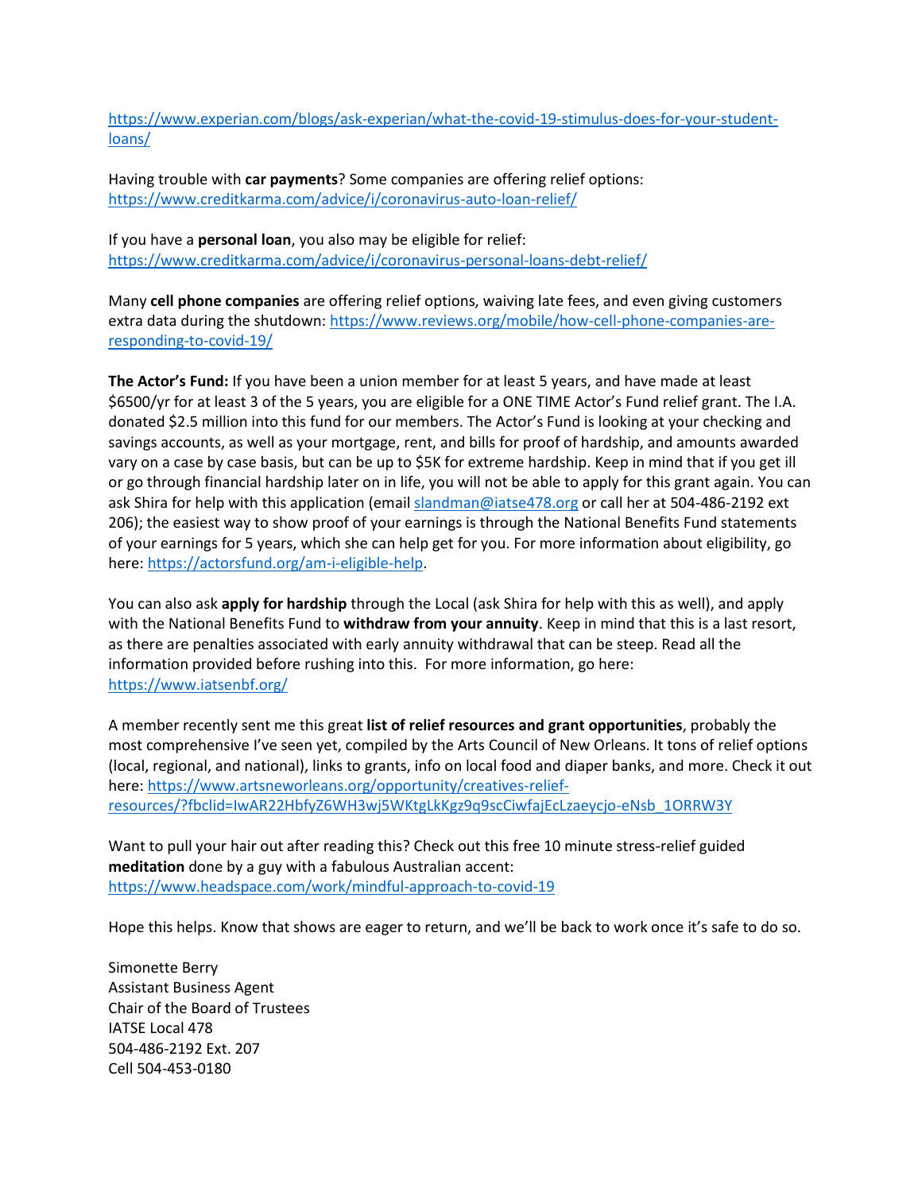https://www.experian.com/blogs/ask-experian/what-the-covid-19-stimulus-does-for-your-student-loans/

Having trouble with **car payments**? Some companies are offering relief options: https://www.creditkarma.com/advice/i/coronavirus-auto-loan-relief/

If you have a **personal loan**, you also may be eligible for relief: https://www.creditkarma.com/advice/i/coronavirus-personal-loans-debt-relief/

Many **cell phone companies** are offering relief options, waiving late fees, and even giving customers extra data during the shutdown: https://www.reviews.org/mobile/how-cell-phone-companies-are-responding-to-covid-19/

**The Actor's Fund:** If you have been a union member for at least 5 years, and have made at least $6500/yr for at least 3 of the 5 years, you are eligible for a ONE TIME Actor's Fund relief grant. The I.A. donated $2.5 million into this fund for our members. The Actor's Fund is looking at your checking and savings accounts, as well as your mortgage, rent, and bills for proof of hardship, and amounts awarded vary on a case by case basis, but can be up to $5K for extreme hardship. Keep in mind that if you get ill or go through financial hardship later on in life, you will not be able to apply for this grant again. You can ask Shira for help with this application (email slandman@iatse478.org or call her at 504-486-2192 ext 206); the easiest way to show proof of your earnings is through the National Benefits Fund statements of your earnings for 5 years, which she can help get for you. For more information about eligibility, go here: https://actorsfund.org/am-i-eligible-help.

You can also ask **apply for hardship** through the Local (ask Shira for help with this as well), and apply with the National Benefits Fund to **withdraw from your annuity**. Keep in mind that this is a last resort, as there are penalties associated with early annuity withdrawal that can be steep. Read all the information provided before rushing into this. For more information, go here: https://www.iatsenbf.org/

A member recently sent me this great **list of relief resources and grant opportunities**, probably the most comprehensive I've seen yet, compiled by the Arts Council of New Orleans. It tons of relief options (local, regional, and national), links to grants, info on local food and diaper banks, and more. Check it out here: https://www.artsneworleans.org/opportunity/creatives-relief-resources/?fbclid=IwAR22HbfyZ6WH3wj5WKtgLkKgz9q9scCiwfajEcLzaeycjo-eNsb_1ORRW3Y

Want to pull your hair out after reading this? Check out this free 10 minute stress-relief guided **meditation** done by a guy with a fabulous Australian accent: https://www.headspace.com/work/mindful-approach-to-covid-19

Hope this helps. Know that shows are eager to return, and we'll be back to work once it's safe to do so.

Simonette Berry  
Assistant Business Agent  
Chair of the Board of Trustees  
IATSE Local 478  
504-486-2192 Ext. 207  
Cell 504-453-0180